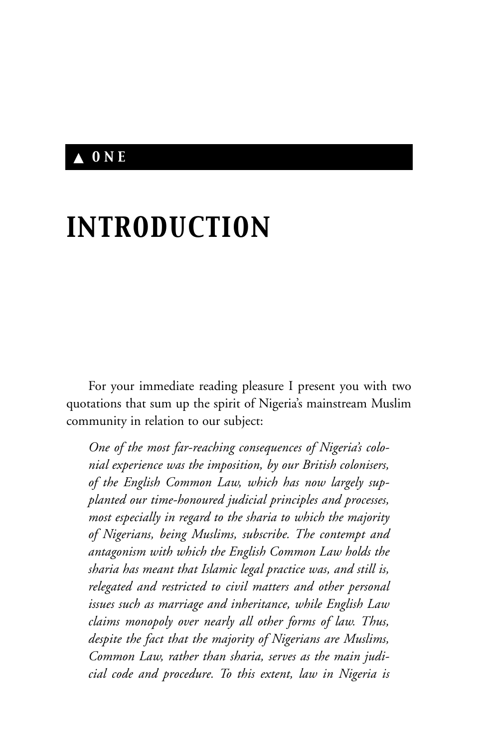▲ ONE

# INTRODUCTION

For your immediate reading pleasure I present you with two quotations that sum up the spirit of Nigeria's mainstream Muslim community in relation to our subject:

> *One of the most far-reaching consequences of Nigeria's colonial experience was the imposition, by our British colonisers, of the English Common Law, which has now largely supplanted our time-honoured judicial principles and processes, most especially in regard to the sharia to which the majority of Nigerians, being Muslims, subscribe. The contempt and antagonism with which the English Common Law holds the sharia has meant that Islamic legal practice was, and still is, relegated and restricted to civil matters and other personal issues such as marriage and inheritance, while English Law claims monopoly over nearly all other forms of law. Thus, despite the fact that the majority of Nigerians are Muslims, Common Law, rather than sharia, serves as the main judicial code and procedure. To this extent, law in Nigeria is*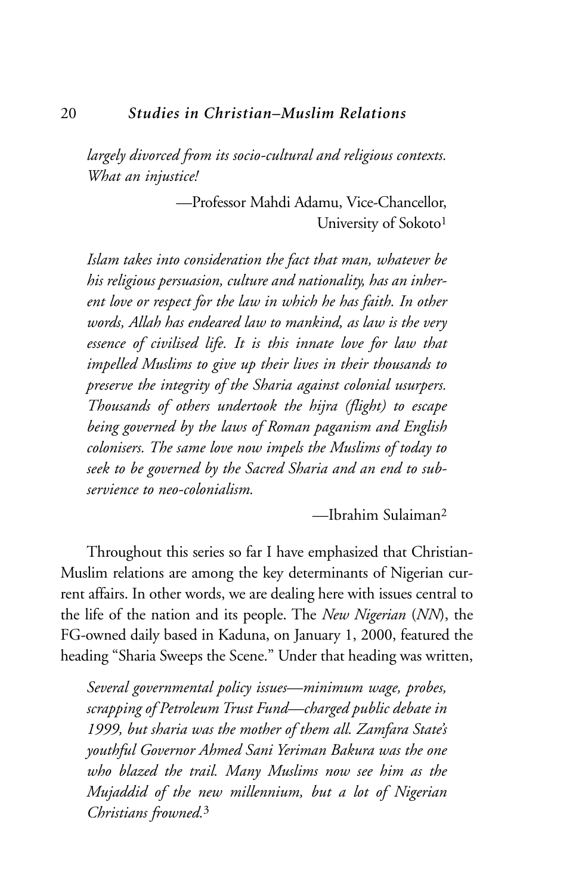*largely divorced from its socio-cultural and religious contexts. What an injustice!*

—Professor Mahdi Adamu, Vice-Chancellor, University of Sokoto[1]

*Islam takes into consideration the fact that man, whatever be his religious persuasion, culture and nationality, has an inherent love or respect for the law in which he has faith. In other words, Allah has endeared law to mankind, as law is the very essence of civilised life. It is this innate love for law that impelled Muslims to give up their lives in their thousands to preserve the integrity of the Sharia against colonial usurpers. Thousands of others undertook the hijra (flight) to escape being governed by the laws of Roman paganism and English colonisers. The same love now impels the Muslims of today to seek to be governed by the Sacred Sharia and an end to subservience to neo-colonialism.*

—Ibrahim Sulaiman[2]

Throughout this series so far I have emphasized that Christian-Muslim relations are among the key determinants of Nigerian current affairs. In other words, we are dealing here with issues central to the life of the nation and its people. The *New Nigerian* (*NN*), the FG-owned daily based in Kaduna, on January 1, 2000, featured the heading "Sharia Sweeps the Scene." Under that heading was written,

*Several governmental policy issues—minimum wage, probes, scrapping of Petroleum Trust Fund—charged public debate in 1999, but sharia was the mother of them all. Zamfara State's youthful Governor Ahmed Sani Yeriman Bakura was the one who blazed the trail. Many Muslims now see him as the Mujaddid of the new millennium, but a lot of Nigerian Christians frowned.*[3]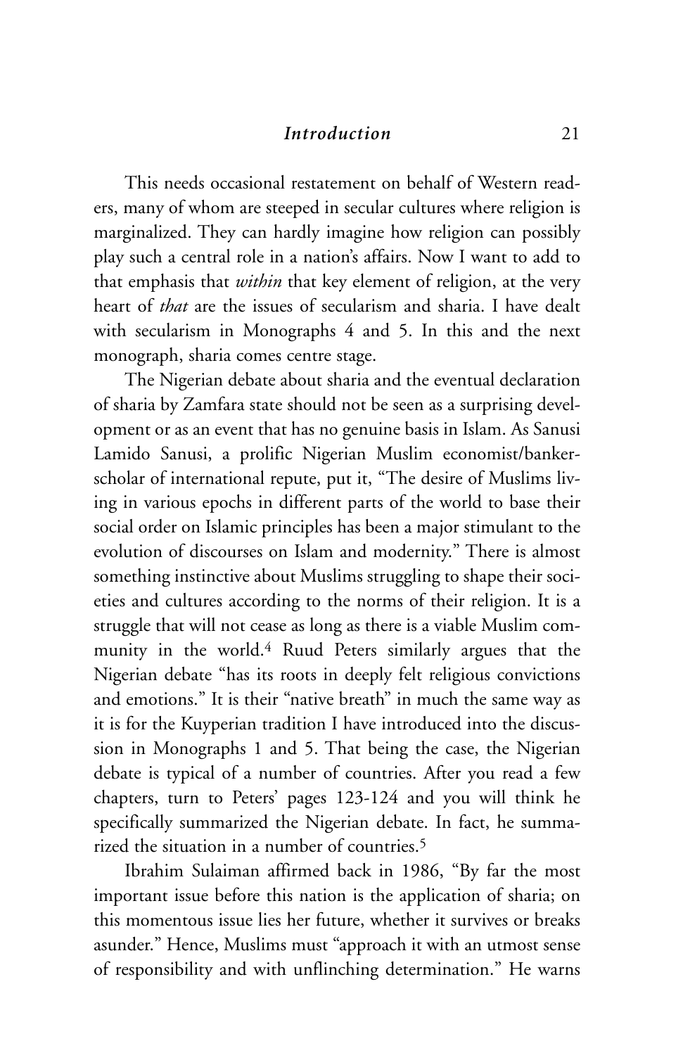This needs occasional restatement on behalf of Western readers, many of whom are steeped in secular cultures where religion is marginalized. They can hardly imagine how religion can possibly play such a central role in a nation's affairs. Now I want to add to that emphasis that *within* that key element of religion, at the very heart of *that* are the issues of secularism and sharia. I have dealt with secularism in Monographs 4 and 5. In this and the next monograph, sharia comes centre stage.

The Nigerian debate about sharia and the eventual declaration of sharia by Zamfara state should not be seen as a surprising development or as an event that has no genuine basis in Islam. As Sanusi Lamido Sanusi, a prolific Nigerian Muslim economist/banker-scholar of international repute, put it, "The desire of Muslims living in various epochs in different parts of the world to base their social order on Islamic principles has been a major stimulant to the evolution of discourses on Islam and modernity." There is almost something instinctive about Muslims struggling to shape their societies and cultures according to the norms of their religion. It is a struggle that will not cease as long as there is a viable Muslim community in the world.[4] Ruud Peters similarly argues that the Nigerian debate "has its roots in deeply felt religious convictions and emotions." It is their "native breath" in much the same way as it is for the Kuyperian tradition I have introduced into the discussion in Monographs 1 and 5. That being the case, the Nigerian debate is typical of a number of countries. After you read a few chapters, turn to Peters' pages 123-124 and you will think he specifically summarized the Nigerian debate. In fact, he summarized the situation in a number of countries.[5]

Ibrahim Sulaiman affirmed back in 1986, "By far the most important issue before this nation is the application of sharia; on this momentous issue lies her future, whether it survives or breaks asunder." Hence, Muslims must "approach it with an utmost sense of responsibility and with unflinching determination." He warns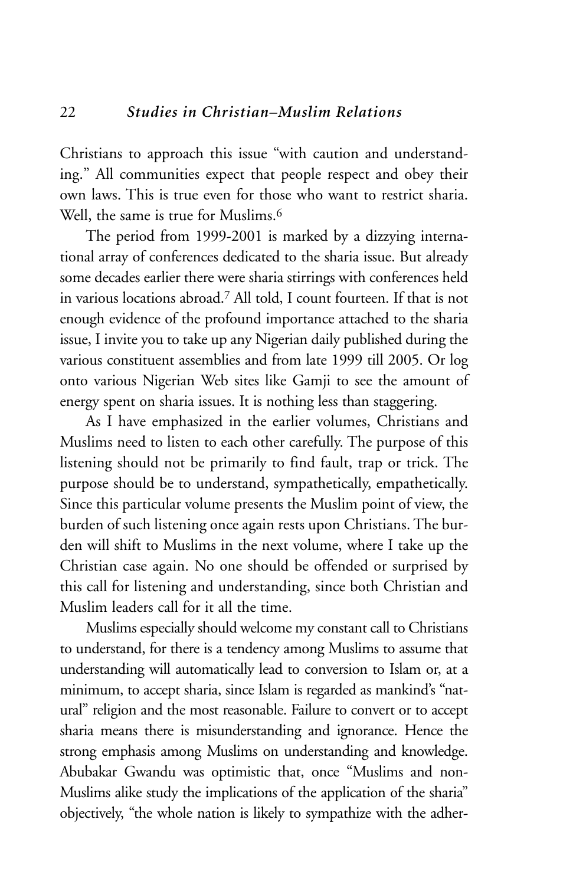Christians to approach this issue "with caution and understanding." All communities expect that people respect and obey their own laws. This is true even for those who want to restrict sharia. Well, the same is true for Muslims.[6]

The period from 1999-2001 is marked by a dizzying international array of conferences dedicated to the sharia issue. But already some decades earlier there were sharia stirrings with conferences held in various locations abroad.[7] All told, I count fourteen. If that is not enough evidence of the profound importance attached to the sharia issue, I invite you to take up any Nigerian daily published during the various constituent assemblies and from late 1999 till 2005. Or log onto various Nigerian Web sites like Gamji to see the amount of energy spent on sharia issues. It is nothing less than staggering.

As I have emphasized in the earlier volumes, Christians and Muslims need to listen to each other carefully. The purpose of this listening should not be primarily to find fault, trap or trick. The purpose should be to understand, sympathetically, empathetically. Since this particular volume presents the Muslim point of view, the burden of such listening once again rests upon Christians. The burden will shift to Muslims in the next volume, where I take up the Christian case again. No one should be offended or surprised by this call for listening and understanding, since both Christian and Muslim leaders call for it all the time.

Muslims especially should welcome my constant call to Christians to understand, for there is a tendency among Muslims to assume that understanding will automatically lead to conversion to Islam or, at a minimum, to accept sharia, since Islam is regarded as mankind's "natural" religion and the most reasonable. Failure to convert or to accept sharia means there is misunderstanding and ignorance. Hence the strong emphasis among Muslims on understanding and knowledge. Abubakar Gwandu was optimistic that, once "Muslims and non-Muslims alike study the implications of the application of the sharia" objectively, "the whole nation is likely to sympathize with the adher-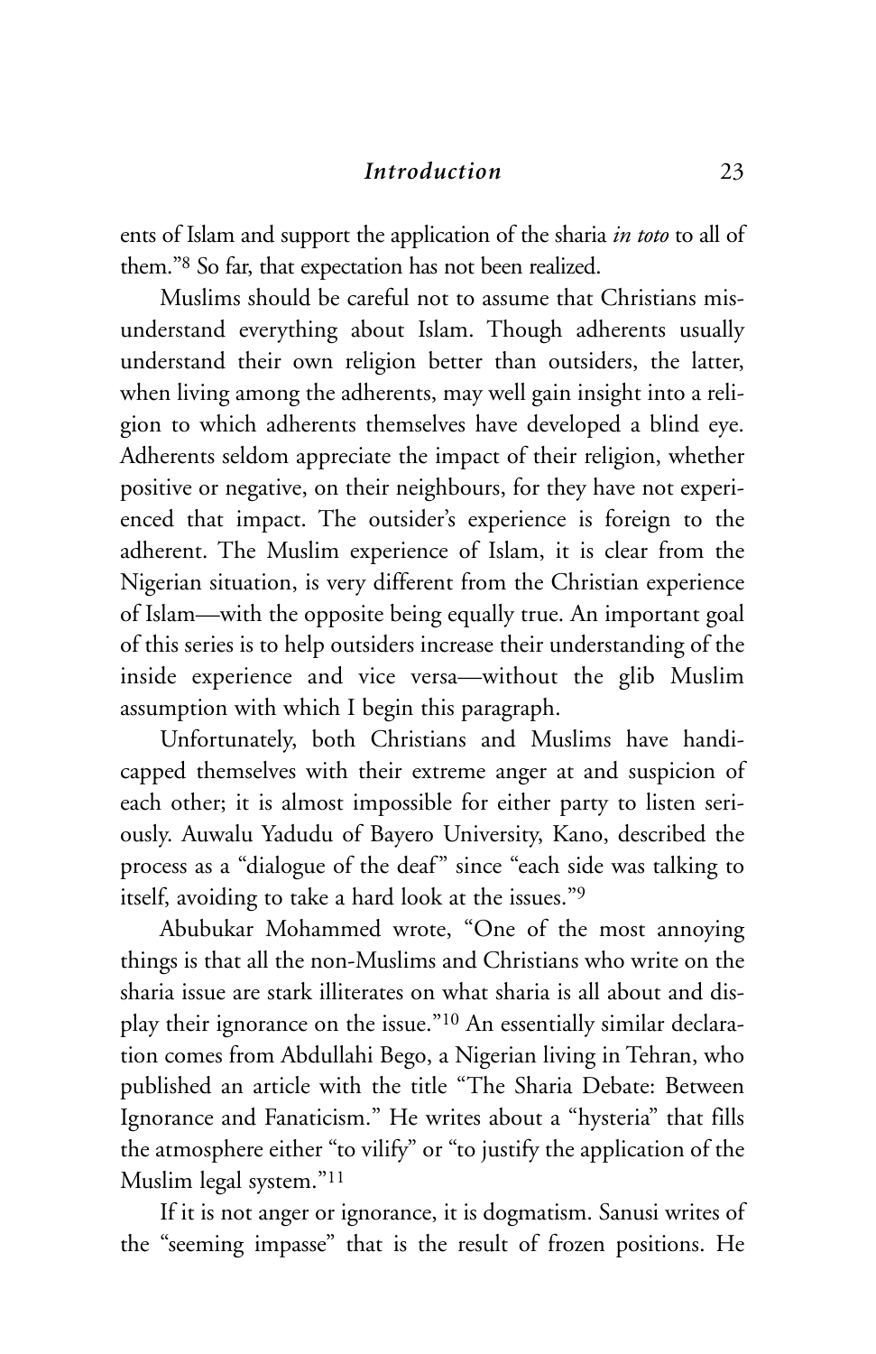ents of Islam and support the application of the sharia *in toto* to all of them."[8] So far, that expectation has not been realized.

Muslims should be careful not to assume that Christians misunderstand everything about Islam. Though adherents usually understand their own religion better than outsiders, the latter, when living among the adherents, may well gain insight into a religion to which adherents themselves have developed a blind eye. Adherents seldom appreciate the impact of their religion, whether positive or negative, on their neighbours, for they have not experienced that impact. The outsider's experience is foreign to the adherent. The Muslim experience of Islam, it is clear from the Nigerian situation, is very different from the Christian experience of Islam—with the opposite being equally true. An important goal of this series is to help outsiders increase their understanding of the inside experience and vice versa—without the glib Muslim assumption with which I begin this paragraph.

Unfortunately, both Christians and Muslims have handicapped themselves with their extreme anger at and suspicion of each other; it is almost impossible for either party to listen seriously. Auwalu Yadudu of Bayero University, Kano, described the process as a "dialogue of the deaf" since "each side was talking to itself, avoiding to take a hard look at the issues."[9]

Abubukar Mohammed wrote, "One of the most annoying things is that all the non-Muslims and Christians who write on the sharia issue are stark illiterates on what sharia is all about and display their ignorance on the issue."[10] An essentially similar declaration comes from Abdullahi Bego, a Nigerian living in Tehran, who published an article with the title "The Sharia Debate: Between Ignorance and Fanaticism." He writes about a "hysteria" that fills the atmosphere either "to vilify" or "to justify the application of the Muslim legal system."[11]

If it is not anger or ignorance, it is dogmatism. Sanusi writes of the "seeming impasse" that is the result of frozen positions. He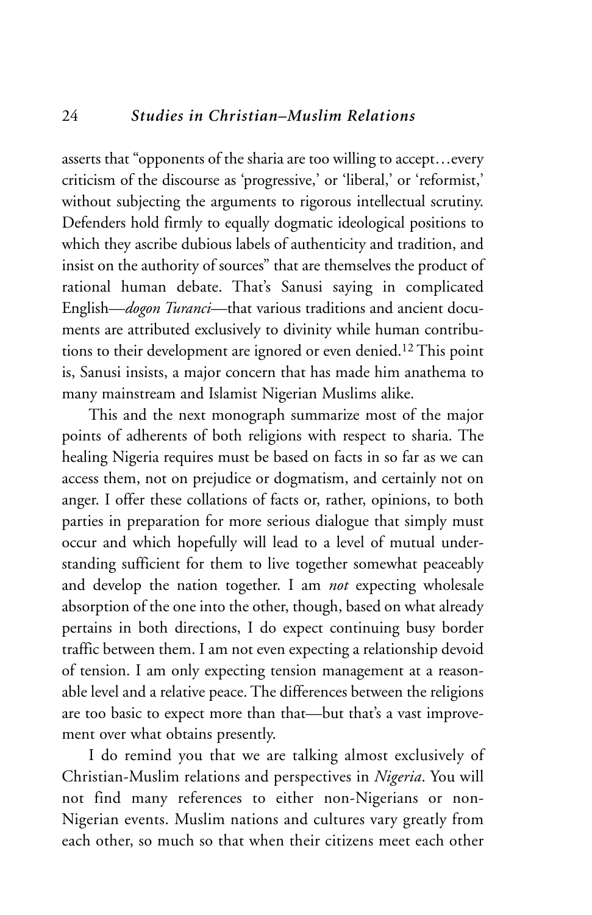asserts that "opponents of the sharia are too willing to accept…every criticism of the discourse as 'progressive,' or 'liberal,' or 'reformist,' without subjecting the arguments to rigorous intellectual scrutiny. Defenders hold firmly to equally dogmatic ideological positions to which they ascribe dubious labels of authenticity and tradition, and insist on the authority of sources" that are themselves the product of rational human debate. That's Sanusi saying in complicated English—*dogon Turanci*—that various traditions and ancient documents are attributed exclusively to divinity while human contributions to their development are ignored or even denied.[12] This point is, Sanusi insists, a major concern that has made him anathema to many mainstream and Islamist Nigerian Muslims alike.

This and the next monograph summarize most of the major points of adherents of both religions with respect to sharia. The healing Nigeria requires must be based on facts in so far as we can access them, not on prejudice or dogmatism, and certainly not on anger. I offer these collations of facts or, rather, opinions, to both parties in preparation for more serious dialogue that simply must occur and which hopefully will lead to a level of mutual understanding sufficient for them to live together somewhat peaceably and develop the nation together. I am *not* expecting wholesale absorption of the one into the other, though, based on what already pertains in both directions, I do expect continuing busy border traffic between them. I am not even expecting a relationship devoid of tension. I am only expecting tension management at a reasonable level and a relative peace. The differences between the religions are too basic to expect more than that—but that's a vast improvement over what obtains presently.

I do remind you that we are talking almost exclusively of Christian-Muslim relations and perspectives in *Nigeria*. You will not find many references to either non-Nigerians or non-Nigerian events. Muslim nations and cultures vary greatly from each other, so much so that when their citizens meet each other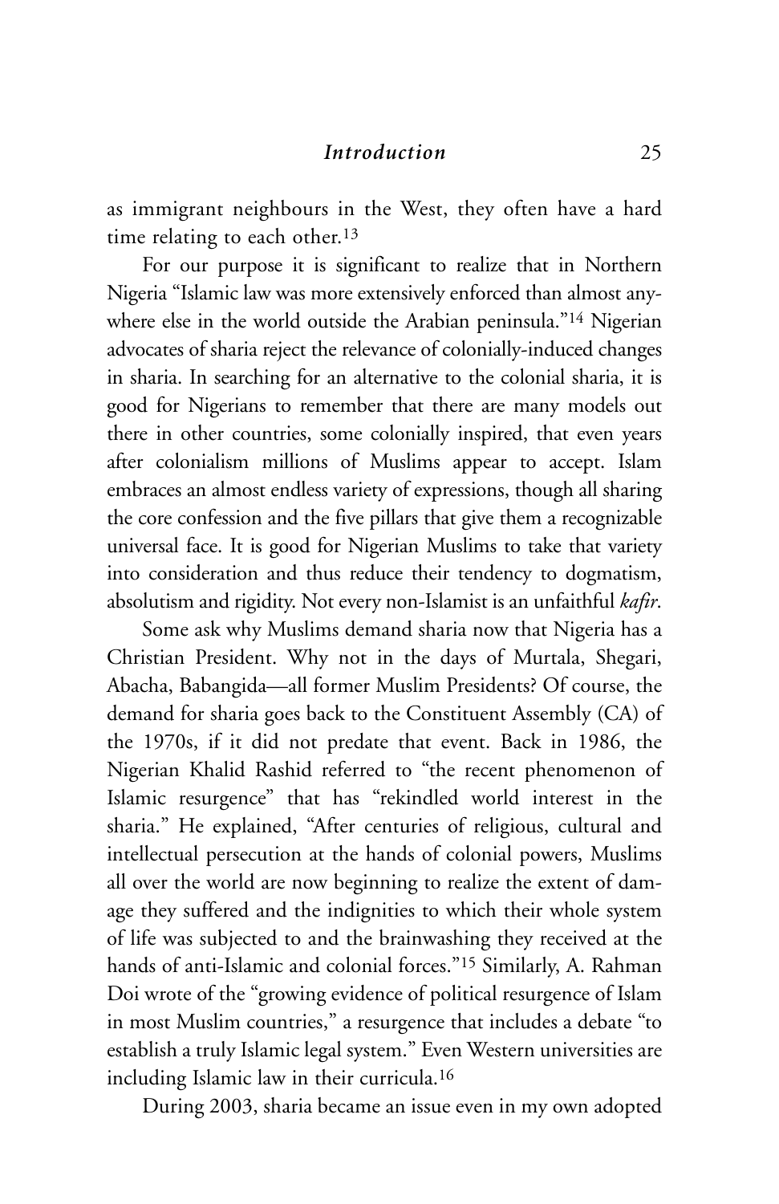as immigrant neighbours in the West, they often have a hard time relating to each other.[13]

For our purpose it is significant to realize that in Northern Nigeria "Islamic law was more extensively enforced than almost anywhere else in the world outside the Arabian peninsula."[14] Nigerian advocates of sharia reject the relevance of colonially-induced changes in sharia. In searching for an alternative to the colonial sharia, it is good for Nigerians to remember that there are many models out there in other countries, some colonially inspired, that even years after colonialism millions of Muslims appear to accept. Islam embraces an almost endless variety of expressions, though all sharing the core confession and the five pillars that give them a recognizable universal face. It is good for Nigerian Muslims to take that variety into consideration and thus reduce their tendency to dogmatism, absolutism and rigidity. Not every non-Islamist is an unfaithful *kafir*.

Some ask why Muslims demand sharia now that Nigeria has a Christian President. Why not in the days of Murtala, Shegari, Abacha, Babangida—all former Muslim Presidents? Of course, the demand for sharia goes back to the Constituent Assembly (CA) of the 1970s, if it did not predate that event. Back in 1986, the Nigerian Khalid Rashid referred to "the recent phenomenon of Islamic resurgence" that has "rekindled world interest in the sharia." He explained, "After centuries of religious, cultural and intellectual persecution at the hands of colonial powers, Muslims all over the world are now beginning to realize the extent of damage they suffered and the indignities to which their whole system of life was subjected to and the brainwashing they received at the hands of anti-Islamic and colonial forces."[15] Similarly, A. Rahman Doi wrote of the "growing evidence of political resurgence of Islam in most Muslim countries," a resurgence that includes a debate "to establish a truly Islamic legal system." Even Western universities are including Islamic law in their curricula.[16]

During 2003, sharia became an issue even in my own adopted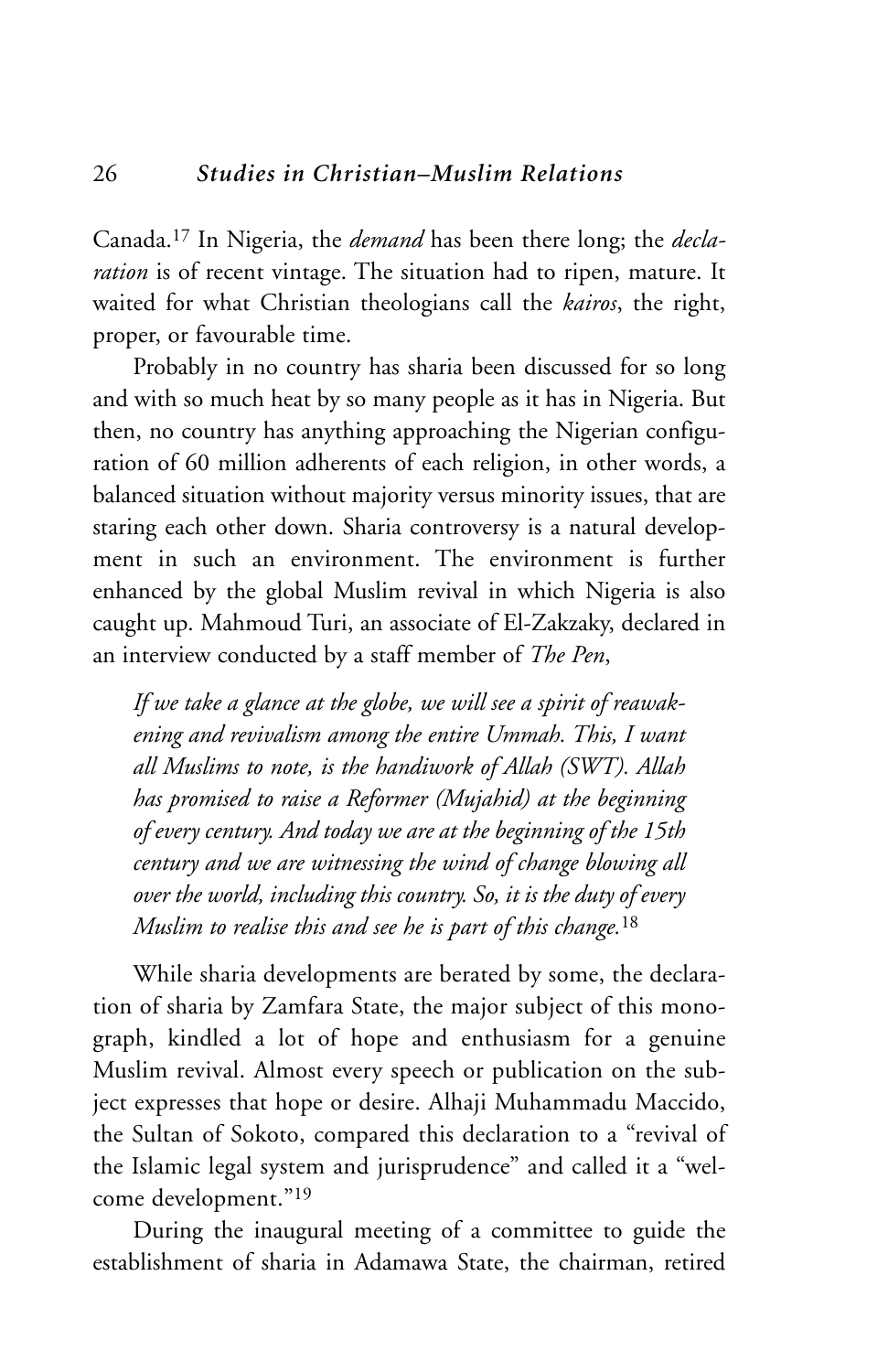Canada.[17] In Nigeria, the *demand* has been there long; the *declaration* is of recent vintage. The situation had to ripen, mature. It waited for what Christian theologians call the *kairos*, the right, proper, or favourable time.

Probably in no country has sharia been discussed for so long and with so much heat by so many people as it has in Nigeria. But then, no country has anything approaching the Nigerian configuration of 60 million adherents of each religion, in other words, a balanced situation without majority versus minority issues, that are staring each other down. Sharia controversy is a natural development in such an environment. The environment is further enhanced by the global Muslim revival in which Nigeria is also caught up. Mahmoud Turi, an associate of El-Zakzaky, declared in an interview conducted by a staff member of *The Pen*,

> *If we take a glance at the globe, we will see a spirit of reawakening and revivalism among the entire Ummah. This, I want all Muslims to note, is the handiwork of Allah (SWT). Allah has promised to raise a Reformer (Mujahid) at the beginning of every century. And today we are at the beginning of the 15th century and we are witnessing the wind of change blowing all over the world, including this country. So, it is the duty of every Muslim to realise this and see he is part of this change.*[18]

While sharia developments are berated by some, the declaration of sharia by Zamfara State, the major subject of this monograph, kindled a lot of hope and enthusiasm for a genuine Muslim revival. Almost every speech or publication on the subject expresses that hope or desire. Alhaji Muhammadu Maccido, the Sultan of Sokoto, compared this declaration to a "revival of the Islamic legal system and jurisprudence" and called it a "welcome development."[19]

During the inaugural meeting of a committee to guide the establishment of sharia in Adamawa State, the chairman, retired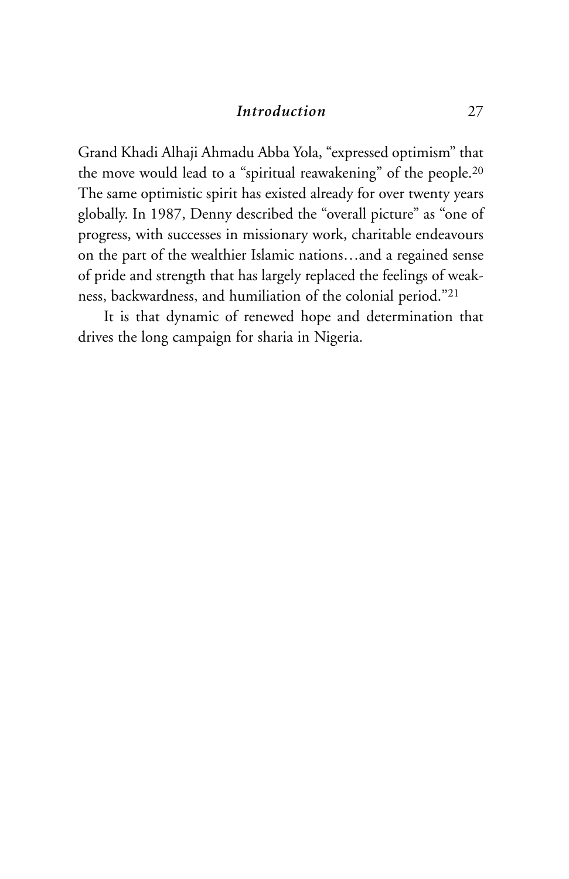Grand Khadi Alhaji Ahmadu Abba Yola, "expressed optimism" that the move would lead to a "spiritual reawakening" of the people.[20] The same optimistic spirit has existed already for over twenty years globally. In 1987, Denny described the "overall picture" as "one of progress, with successes in missionary work, charitable endeavours on the part of the wealthier Islamic nations…and a regained sense of pride and strength that has largely replaced the feelings of weakness, backwardness, and humiliation of the colonial period."[21]

It is that dynamic of renewed hope and determination that drives the long campaign for sharia in Nigeria.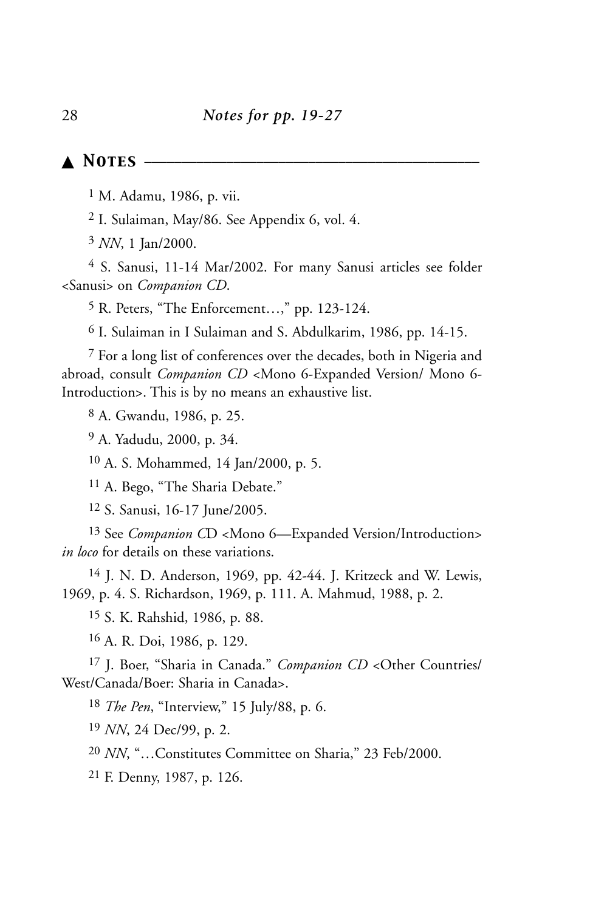## ▲ NOTES

[1] M. Adamu, 1986, p. vii.

[2] I. Sulaiman, May/86. See Appendix 6, vol. 4.

[3] *NN*, 1 Jan/2000.

[4] S. Sanusi, 11-14 Mar/2002. For many Sanusi articles see folder <Sanusi> on *Companion CD*.

[5] R. Peters, "The Enforcement…," pp. 123-124.

[6] I. Sulaiman in I Sulaiman and S. Abdulkarim, 1986, pp. 14-15.

[7] For a long list of conferences over the decades, both in Nigeria and abroad, consult *Companion CD* <Mono 6-Expanded Version/ Mono 6-Introduction>. This is by no means an exhaustive list.

[8] A. Gwandu, 1986, p. 25.

[9] A. Yadudu, 2000, p. 34.

[10] A. S. Mohammed, 14 Jan/2000, p. 5.

[11] A. Bego, "The Sharia Debate."

[12] S. Sanusi, 16-17 June/2005.

[13] See *Companion C*D <Mono 6—Expanded Version/Introduction> *in loco* for details on these variations.

[14] J. N. D. Anderson, 1969, pp. 42-44. J. Kritzeck and W. Lewis, 1969, p. 4. S. Richardson, 1969, p. 111. A. Mahmud, 1988, p. 2.

[15] S. K. Rahshid, 1986, p. 88.

[16] A. R. Doi, 1986, p. 129.

[17] J. Boer, "Sharia in Canada." *Companion CD* <Other Countries/ West/Canada/Boer: Sharia in Canada>.

[18] *The Pen*, "Interview," 15 July/88, p. 6.

[19] *NN*, 24 Dec/99, p. 2.

[20] *NN*, "…Constitutes Committee on Sharia," 23 Feb/2000.

[21] F. Denny, 1987, p. 126.